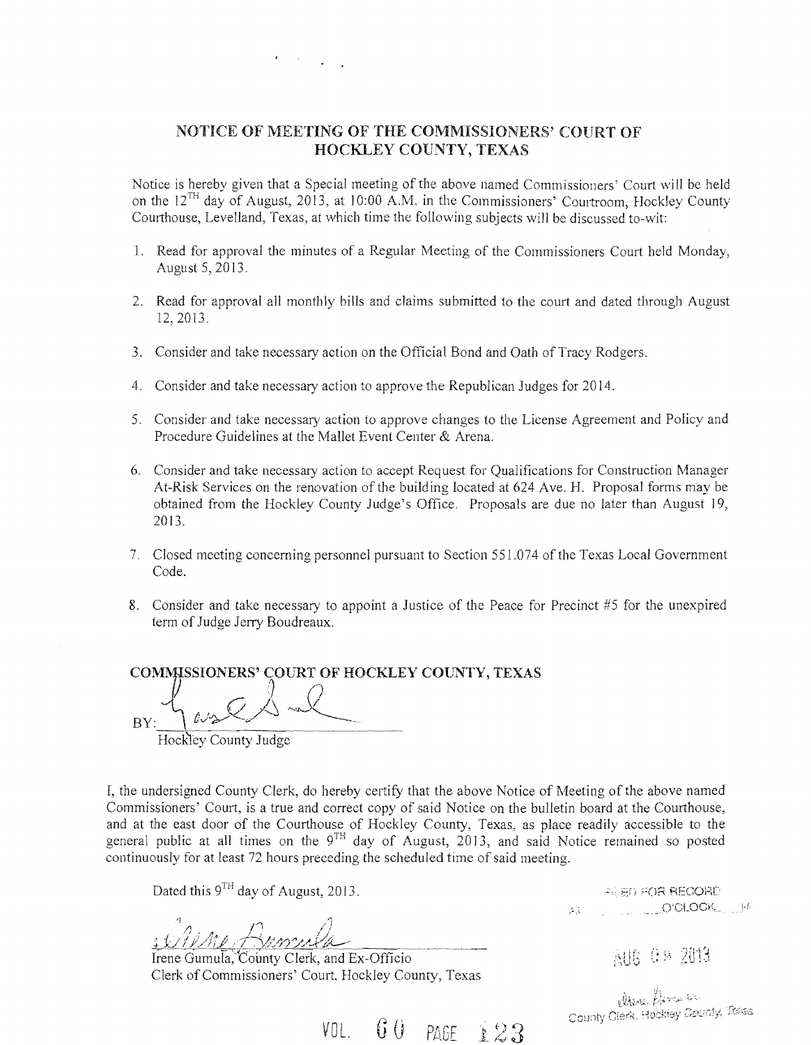## NOTICE OF MEETING OF THE COMMISSIONERS' COURT OF HOCKLEY COUNTY, TEXAS

Notice is hereby given that a Special meeting of the above named Commissioners' Court will be held on the 12TH day of August, 2013, at 10:00 A.M. in the Commissioners' Courtroom, Hockley County Courthouse, Levelland, Texas, at which time the following subjects will be discussed to-wit:

1. Read for approval the minutes of a Regular Meeting of the Commissioners Court held Monday, August 5, 2013.

2. Read for approval all monthly bills and claims submitted to the court and dated through August 12, 2013.

3. Consider and take necessary action on the Official Bond and Oath of Tracy Rodgers.

4. Consider and take necessary action to approve the Republican Judges for 2014.

5. Consider and take necessary action to approve changes to the License Agreement and Policy and Procedure Guidelines at the Mallet Event Center & Arena.

6. Consider and take necessary action to accept Request for Qualifications for Construction Manager At-Risk Services on the renovation of the building located at 624 Ave. H. Proposal forms may be obtained from the Hockley County Judge's Office. Proposals are due no later than August 19, 2013.

7. Closed meeting concerning personnel pursuant to Section 551.074 of the Texas Local Government Code.

8. Consider and take necessary to appoint a Justice of the Peace for Precinct #5 for the unexpired term of Judge Jerry Boudreaux.

**COMMISSIONERS' COURT OF HOCKLEY COUNTY, TEXAS**

BY: ______________________
Hockley County Judge

I, the undersigned County Clerk, do hereby certify that the above Notice of Meeting of the above named Commissioners' Court, is a true and correct copy of said Notice on the bulletin board at the Courthouse, and at the east door of the Courthouse of Hockley County, Texas, as place readily accessible to the general public at all times on the 9TH day of August, 2013, and said Notice remained so posted continuously for at least 72 hours preceding the scheduled time of said meeting.

Dated this 9TH day of August, 2013.

______________________
Irene Gumula, County Clerk, and Ex-Officio
Clerk of Commissioners' Court, Hockley County, Texas

FILED FOR RECORD
AT ______ O'CLOCK ___ M

AUG 09 2013

County Clerk, Hockley County, Texas

VOL. 60 PAGE 123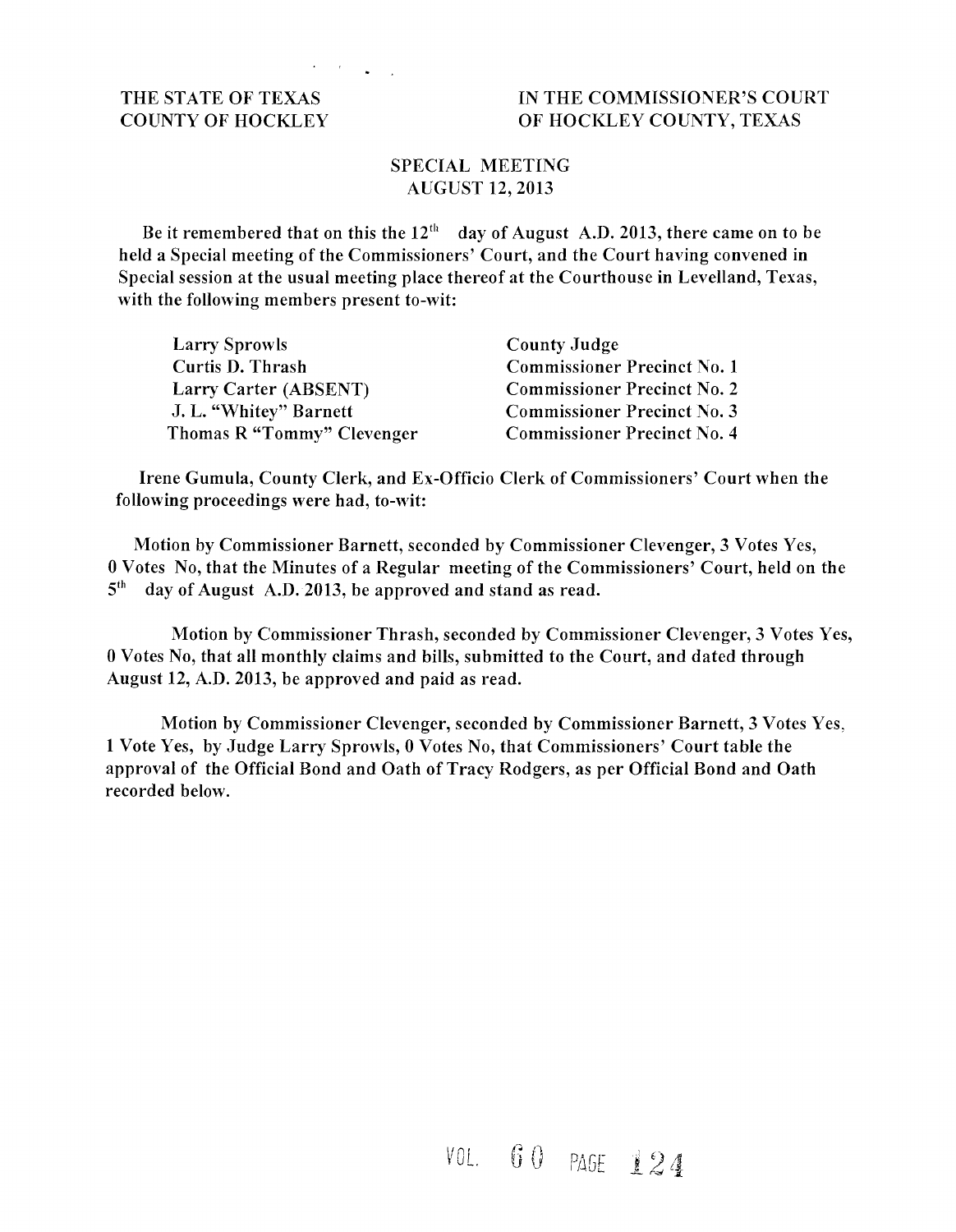THE STATE OF TEXAS
COUNTY OF HOCKLEY

IN THE COMMISSIONER'S COURT
OF HOCKLEY COUNTY, TEXAS

## SPECIAL MEETING
## AUGUST 12, 2013

Be it remembered that on this the 12th day of August A.D. 2013, there came on to be held a Special meeting of the Commissioners' Court, and the Court having convened in Special session at the usual meeting place thereof at the Courthouse in Levelland, Texas, with the following members present to-wit:

| | |
|---|---|
| Larry Sprowls | County Judge |
| Curtis D. Thrash | Commissioner Precinct No. 1 |
| Larry Carter (ABSENT) | Commissioner Precinct No. 2 |
| J. L. "Whitey" Barnett | Commissioner Precinct No. 3 |
| Thomas R "Tommy" Clevenger | Commissioner Precinct No. 4 |

Irene Gumula, County Clerk, and Ex-Officio Clerk of Commissioners' Court when the following proceedings were had, to-wit:

Motion by Commissioner Barnett, seconded by Commissioner Clevenger, 3 Votes Yes, 0 Votes No, that the Minutes of a Regular meeting of the Commissioners' Court, held on the 5th day of August A.D. 2013, be approved and stand as read.

Motion by Commissioner Thrash, seconded by Commissioner Clevenger, 3 Votes Yes, 0 Votes No, that all monthly claims and bills, submitted to the Court, and dated through August 12, A.D. 2013, be approved and paid as read.

Motion by Commissioner Clevenger, seconded by Commissioner Barnett, 3 Votes Yes, 1 Vote Yes, by Judge Larry Sprowls, 0 Votes No, that Commissioners' Court table the approval of the Official Bond and Oath of Tracy Rodgers, as per Official Bond and Oath recorded below.

VOL. 60 PAGE 124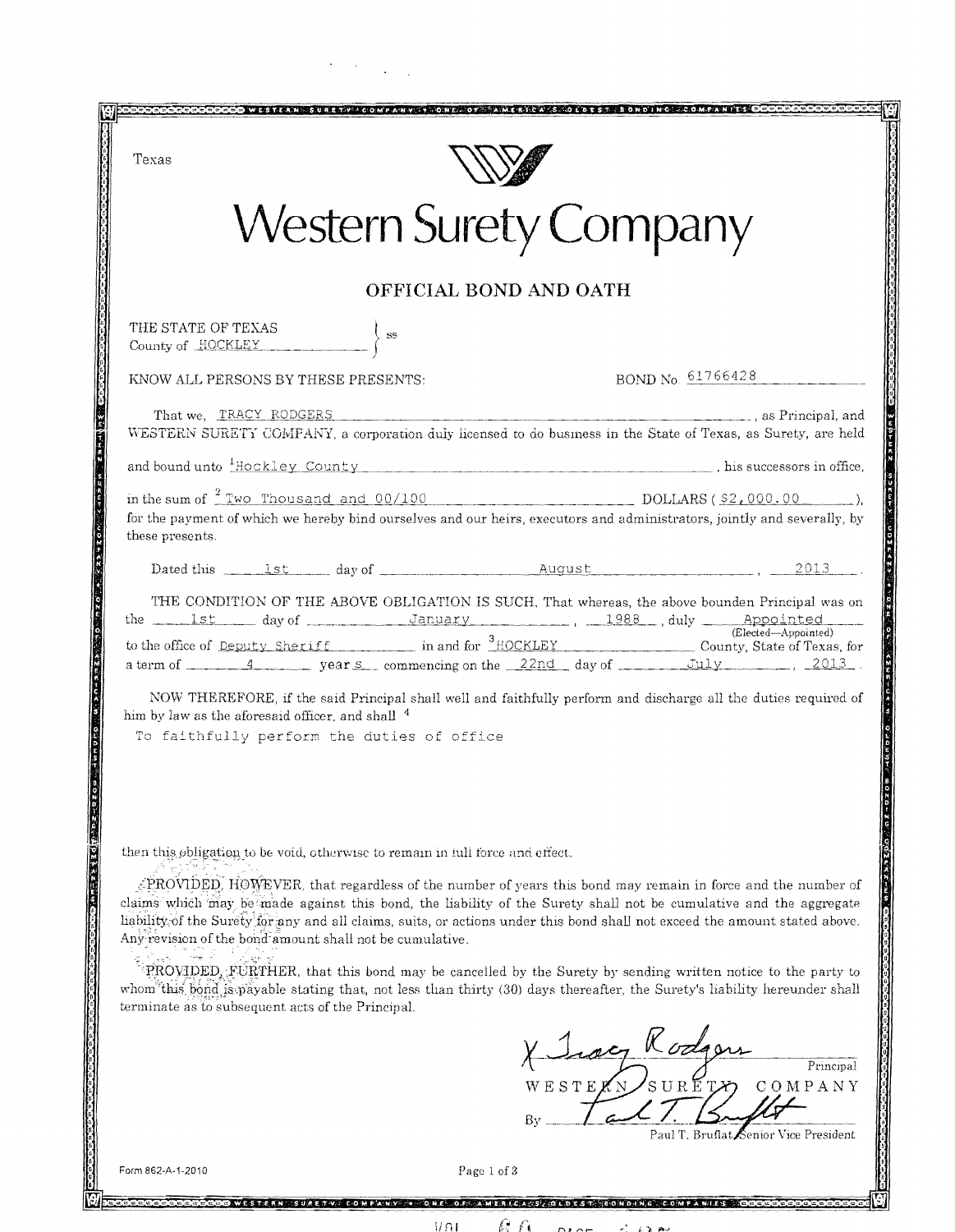Texas

# Western Surety Company

## OFFICIAL BOND AND OATH

THE STATE OF TEXAS
County of HOCKLEY } ss

KNOW ALL PERSONS BY THESE PRESENTS: BOND No. 61766428

That we, TRACY RODGERS, as Principal, and WESTERN SURETY COMPANY, a corporation duly licensed to do business in the State of Texas, as Surety, are held and bound unto [1]Hockley County, his successors in office, in the sum of [2] Two Thousand and 00/100 DOLLARS ($2,000.00), for the payment of which we hereby bind ourselves and our heirs, executors and administrators, jointly and severally, by these presents.

Dated this 1st day of August, 2013.

THE CONDITION OF THE ABOVE OBLIGATION IS SUCH, That whereas, the above bounden Principal was on the 1st day of January, 1988, duly Appointed (Elected—Appointed) to the office of Deputy Sheriff in and for [3]HOCKLEY County, State of Texas, for a term of 4 years commencing on the 22nd day of July, 2013.

NOW THEREFORE, if the said Principal shall well and faithfully perform and discharge all the duties required of him by law as the aforesaid officer, and shall [4]
To faithfully perform the duties of office

then this obligation to be void, otherwise to remain in full force and effect.

PROVIDED, HOWEVER, that regardless of the number of years this bond may remain in force and the number of claims which may be made against this bond, the liability of the Surety shall not be cumulative and the aggregate liability of the Surety for any and all claims, suits, or actions under this bond shall not exceed the amount stated above. Any revision of the bond amount shall not be cumulative.

PROVIDED, FURTHER, that this bond may be cancelled by the Surety by sending written notice to the party to whom this bond is payable stating that, not less than thirty (30) days thereafter, the Surety's liability hereunder shall terminate as to subsequent acts of the Principal.

X Tracy Rodgers
Principal

WESTERN SURETY COMPANY

By Paul T. Bruflat
Paul T. Bruflat, Senior Vice President

Form 862-A-1-2010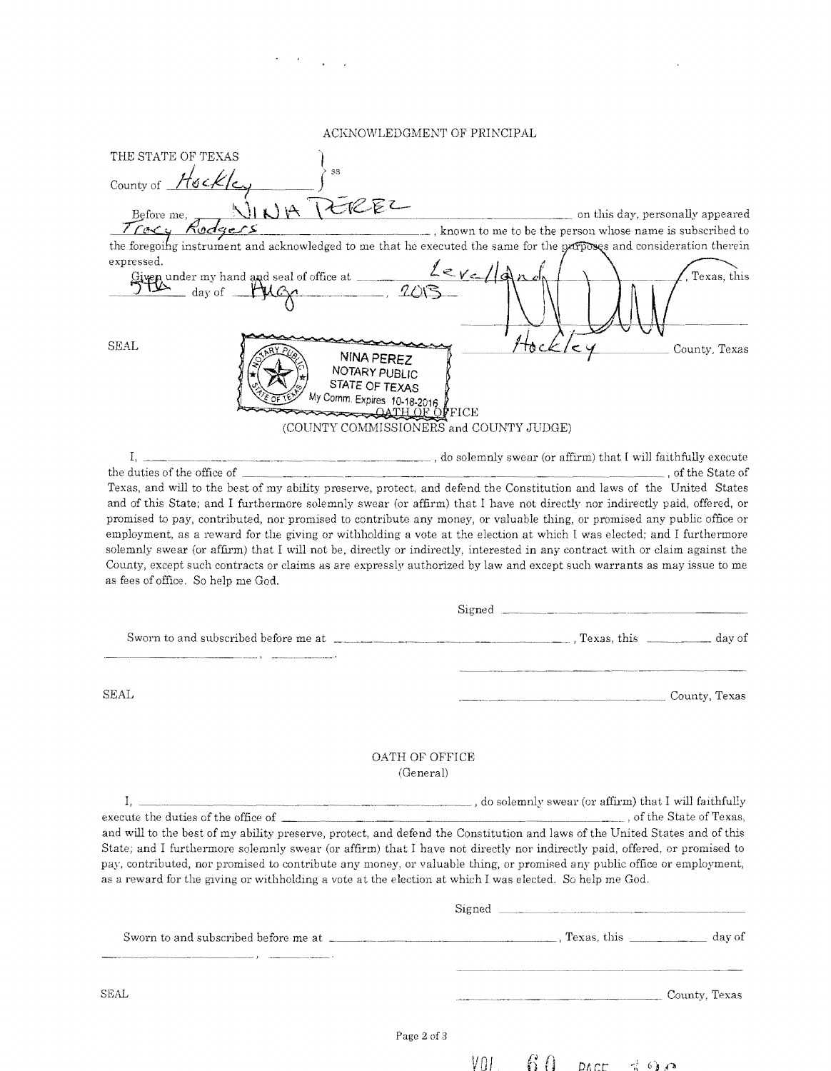## ACKNOWLEDGMENT OF PRINCIPAL

THE STATE OF TEXAS
County of Hockley } ss

Before me, NINA PEREZ on this day, personally appeared Tracy Rodgers, known to me to be the person whose name is subscribed to the foregoing instrument and acknowledged to me that he executed the same for the purposes and consideration therein expressed.

Given under my hand and seal of office at Levelland, Texas, this 5th day of Aug, 2013.

SEAL

NINA PEREZ
NOTARY PUBLIC
STATE OF TEXAS
My Comm. Expires 10-18-2016

Hockley County, Texas

## OATH OF OFFICE
(COUNTY COMMISSIONERS and COUNTY JUDGE)

I, \_\_\_\_\_\_\_\_\_\_\_\_\_\_\_\_\_\_\_\_, do solemnly swear (or affirm) that I will faithfully execute the duties of the office of \_\_\_\_\_\_\_\_\_\_\_\_\_\_\_\_\_\_\_\_, of the State of Texas, and will to the best of my ability preserve, protect, and defend the Constitution and laws of the United States and of this State; and I furthermore solemnly swear (or affirm) that I have not directly nor indirectly paid, offered, or promised to pay, contributed, nor promised to contribute any money, or valuable thing, or promised any public office or employment, as a reward for the giving or withholding a vote at the election at which I was elected; and I furthermore solemnly swear (or affirm) that I will not be, directly or indirectly, interested in any contract with or claim against the County, except such contracts or claims as are expressly authorized by law and except such warrants as may issue to me as fees of office. So help me God.

Signed \_\_\_\_\_\_\_\_\_\_\_\_\_\_\_\_\_\_\_\_

Sworn to and subscribed before me at \_\_\_\_\_\_\_\_\_\_\_\_\_\_\_\_\_\_\_\_, Texas, this \_\_\_\_\_\_\_\_ day of \_\_\_\_\_\_\_\_\_\_\_\_, \_\_\_\_\_\_\_\_.

SEAL

\_\_\_\_\_\_\_\_\_\_\_\_\_\_\_\_\_\_\_\_ County, Texas

## OATH OF OFFICE
(General)

I, \_\_\_\_\_\_\_\_\_\_\_\_\_\_\_\_\_\_\_\_, do solemnly swear (or affirm) that I will faithfully execute the duties of the office of \_\_\_\_\_\_\_\_\_\_\_\_\_\_\_\_\_\_\_\_, of the State of Texas, and will to the best of my ability preserve, protect, and defend the Constitution and laws of the United States and of this State; and I furthermore solemnly swear (or affirm) that I have not directly nor indirectly paid, offered, or promised to pay, contributed, nor promised to contribute any money, or valuable thing, or promised any public office or employment, as a reward for the giving or withholding a vote at the election at which I was elected. So help me God.

Signed \_\_\_\_\_\_\_\_\_\_\_\_\_\_\_\_\_\_\_\_

Sworn to and subscribed before me at \_\_\_\_\_\_\_\_\_\_\_\_\_\_\_\_\_\_\_\_, Texas, this \_\_\_\_\_\_\_\_ day of \_\_\_\_\_\_\_\_\_\_\_\_, \_\_\_\_\_\_\_\_.

SEAL

\_\_\_\_\_\_\_\_\_\_\_\_\_\_\_\_\_\_\_\_ County, Texas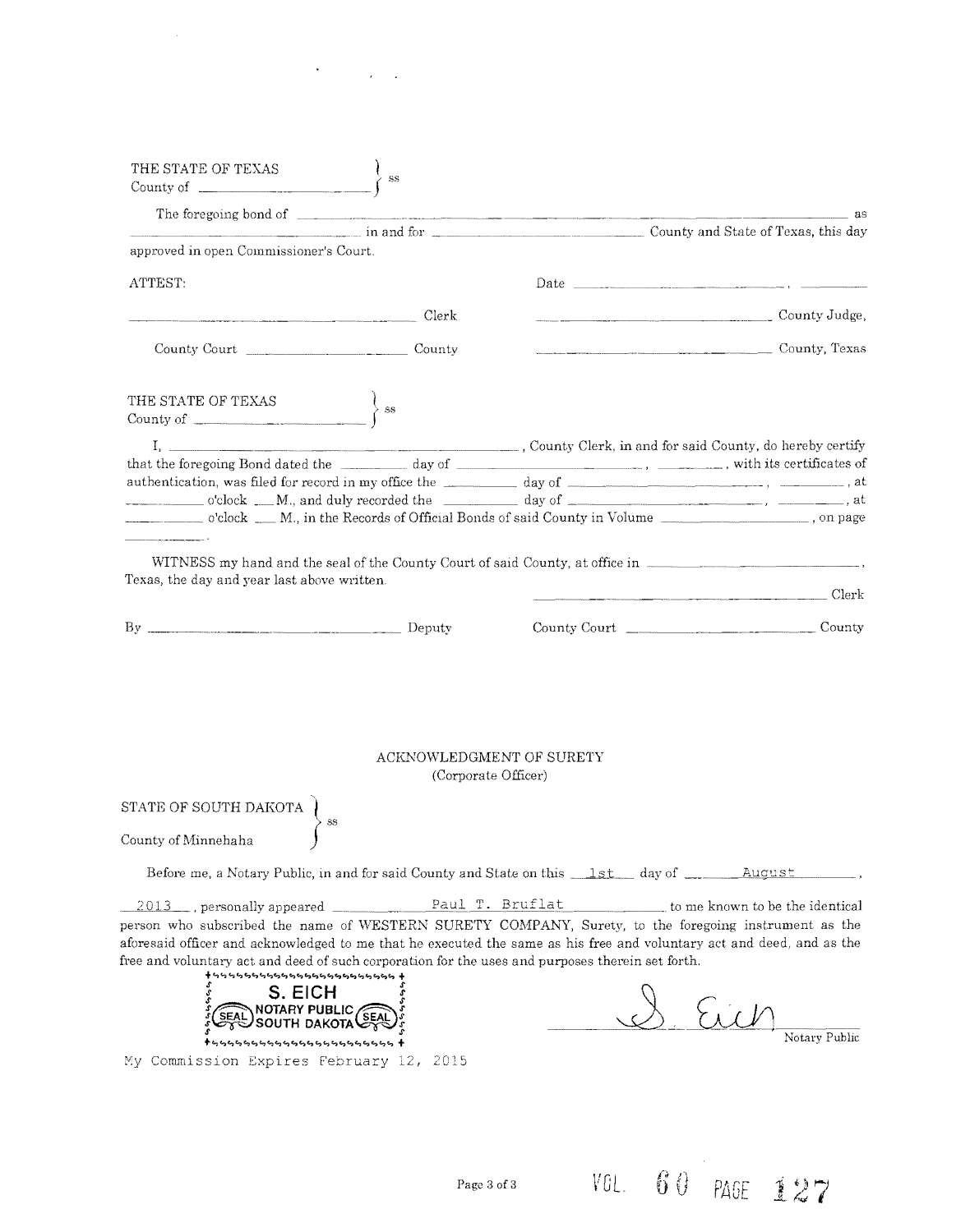THE STATE OF TEXAS } ss
County of ______________

The foregoing bond of ____________________________________________ as
______________ in and for ______________________ County and State of Texas, this day
approved in open Commissioner's Court.

ATTEST:

Date ______________________, __________

______________________ Clerk

______________________ County Judge,

County Court ______________ County

______________________ County, Texas

THE STATE OF TEXAS } ss
County of ______________

I, ______________________________, County Clerk, in and for said County, do hereby certify that the foregoing Bond dated the ________ day of ________________, ________, with its certificates of authentication, was filed for record in my office the ________ day of ________________, ________, at ________ o'clock ___ M., and duly recorded the ________ day of ________________, ________, at ________ o'clock ___ M., in the Records of Official Bonds of said County in Volume ______________, on page ________.

WITNESS my hand and the seal of the County Court of said County, at office in ______________________, Texas, the day and year last above written.

______________________ Clerk

By ______________________ Deputy

County Court ______________ County

## ACKNOWLEDGMENT OF SURETY
(Corporate Officer)

STATE OF SOUTH DAKOTA } ss
County of Minnehaha

Before me, a Notary Public, in and for said County and State on this 1st day of August, 2013, personally appeared Paul T. Bruflat to me known to be the identical person who subscribed the name of WESTERN SURETY COMPANY, Surety, to the foregoing instrument as the aforesaid officer and acknowledged to me that he executed the same as his free and voluntary act and deed, and as the free and voluntary act and deed of such corporation for the uses and purposes therein set forth.

S. EICH
NOTARY PUBLIC
SOUTH DAKOTA
SEAL

S. Eich
Notary Public

My Commission Expires February 12, 2015

VOL. 60 PAGE 127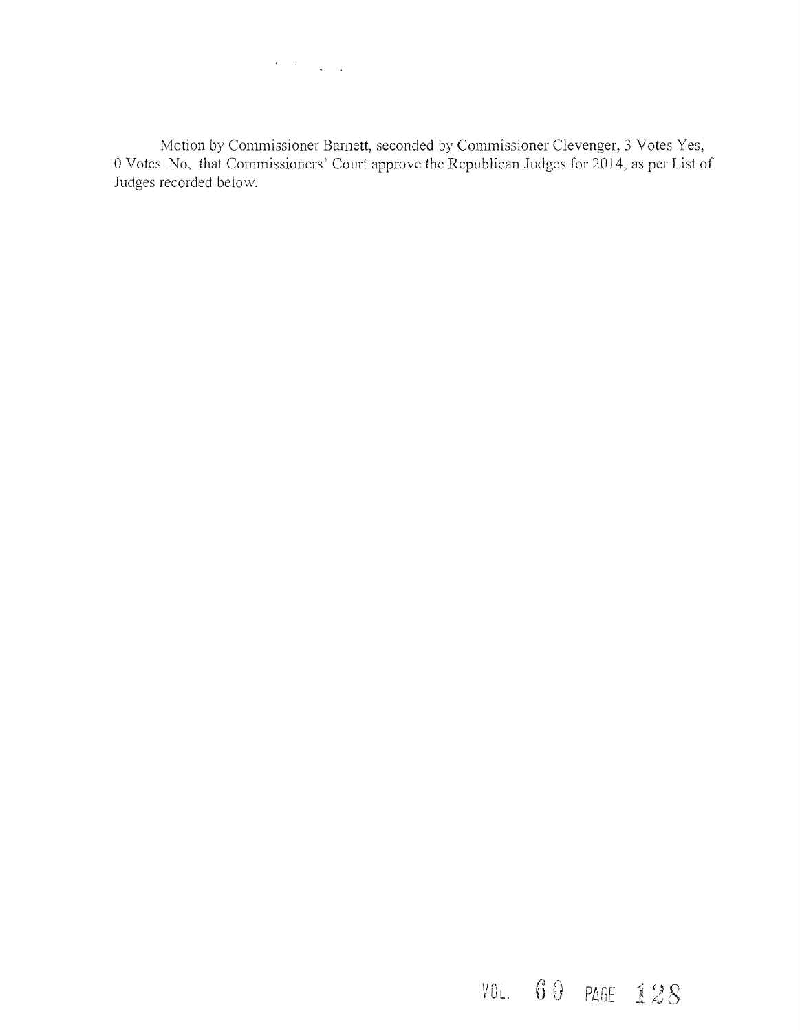Motion by Commissioner Barnett, seconded by Commissioner Clevenger, 3 Votes Yes, 0 Votes No, that Commissioners' Court approve the Republican Judges for 2014, as per List of Judges recorded below.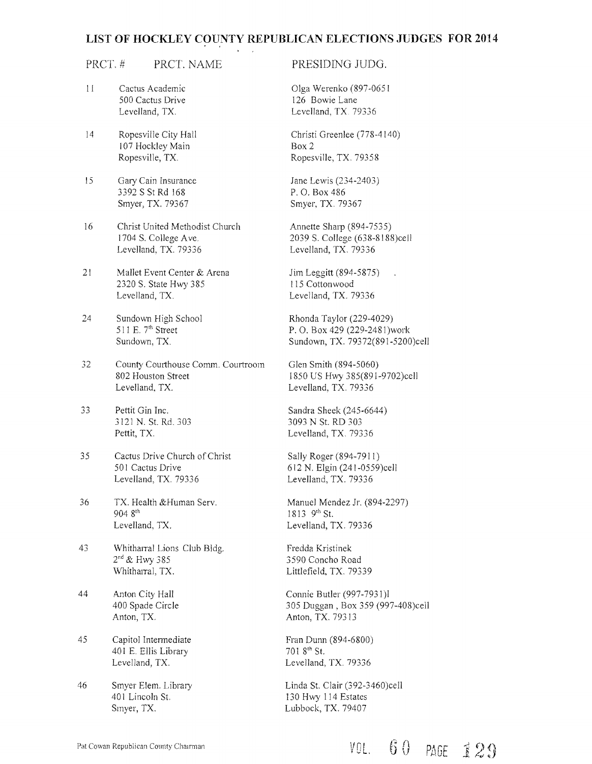## LIST OF HOCKLEY COUNTY REPUBLICAN ELECTIONS JUDGES FOR 2014

| PRCT. # | PRCT. NAME | PRESIDING JUDG. |
|---|---|---|
| 11 | Cactus Academic<br>500 Cactus Drive<br>Levelland, TX. | Olga Werenko (897-0651<br>126 Bowie Lane<br>Levelland, TX. 79336 |
| 14 | Ropesville City Hall<br>107 Hockley Main<br>Ropesville, TX. | Christi Greenlee (778-4140)<br>Box 2<br>Ropesville, TX. 79358 |
| 15 | Gary Cain Insurance<br>3392 S St Rd 168<br>Smyer, TX. 79367 | Jane Lewis (234-2403)<br>P. O. Box 486<br>Smyer, TX. 79367 |
| 16 | Christ United Methodist Church<br>1704 S. College Ave.<br>Levelland, TX. 79336 | Annette Sharp (894-7535)<br>2039 S. College (638-8188)cell<br>Levelland, TX. 79336 |
| 21 | Mallet Event Center & Arena<br>2320 S. State Hwy 385<br>Levelland, TX. | Jim Leggitt (894-5875)<br>115 Cottonwood<br>Levelland, TX. 79336 |
| 24 | Sundown High School<br>511 E. 7th Street<br>Sundown, TX. | Rhonda Taylor (229-4029)<br>P. O. Box 429 (229-2481)work<br>Sundown, TX. 79372(891-5200)cell |
| 32 | County Courthouse Comm. Courtroom<br>802 Houston Street<br>Levelland, TX. | Glen Smith (894-5060)<br>1850 US Hwy 385(891-9702)cell<br>Levelland, TX. 79336 |
| 33 | Pettit Gin Inc.<br>3121 N. St. Rd. 303<br>Pettit, TX. | Sandra Sheek (245-6644)<br>3093 N St. RD 303<br>Levelland, TX. 79336 |
| 35 | Cactus Drive Church of Christ<br>501 Cactus Drive<br>Levelland, TX. 79336 | Sally Roger (894-7911)<br>612 N. Elgin (241-0559)cell<br>Levelland, TX. 79336 |
| 36 | TX. Health &Human Serv.<br>904 8th<br>Levelland, TX. | Manuel Mendez Jr. (894-2297)<br>1813 9th St.<br>Levelland, TX. 79336 |
| 43 | Whitharral Lions Club Bldg.<br>2rd & Hwy 385<br>Whitharral, TX. | Fredda Kristinek<br>3590 Concho Road<br>Littlefield, TX. 79339 |
| 44 | Anton City Hall<br>400 Spade Circle<br>Anton, TX. | Connie Butler (997-7931)l<br>305 Duggan , Box 359 (997-408)cell<br>Anton, TX. 79313 |
| 45 | Capitol Intermediate<br>401 E. Ellis Library<br>Levelland, TX. | Fran Dunn (894-6800)<br>701 8th St.<br>Levelland, TX. 79336 |
| 46 | Smyer Elem. Library<br>401 Lincoln St.<br>Smyer, TX. | Linda St. Clair (392-3460)cell<br>130 Hwy 114 Estates<br>Lubbock, TX. 79407 |

Pat Cowan Republican County Chairman

VOL. 60 PAGE 129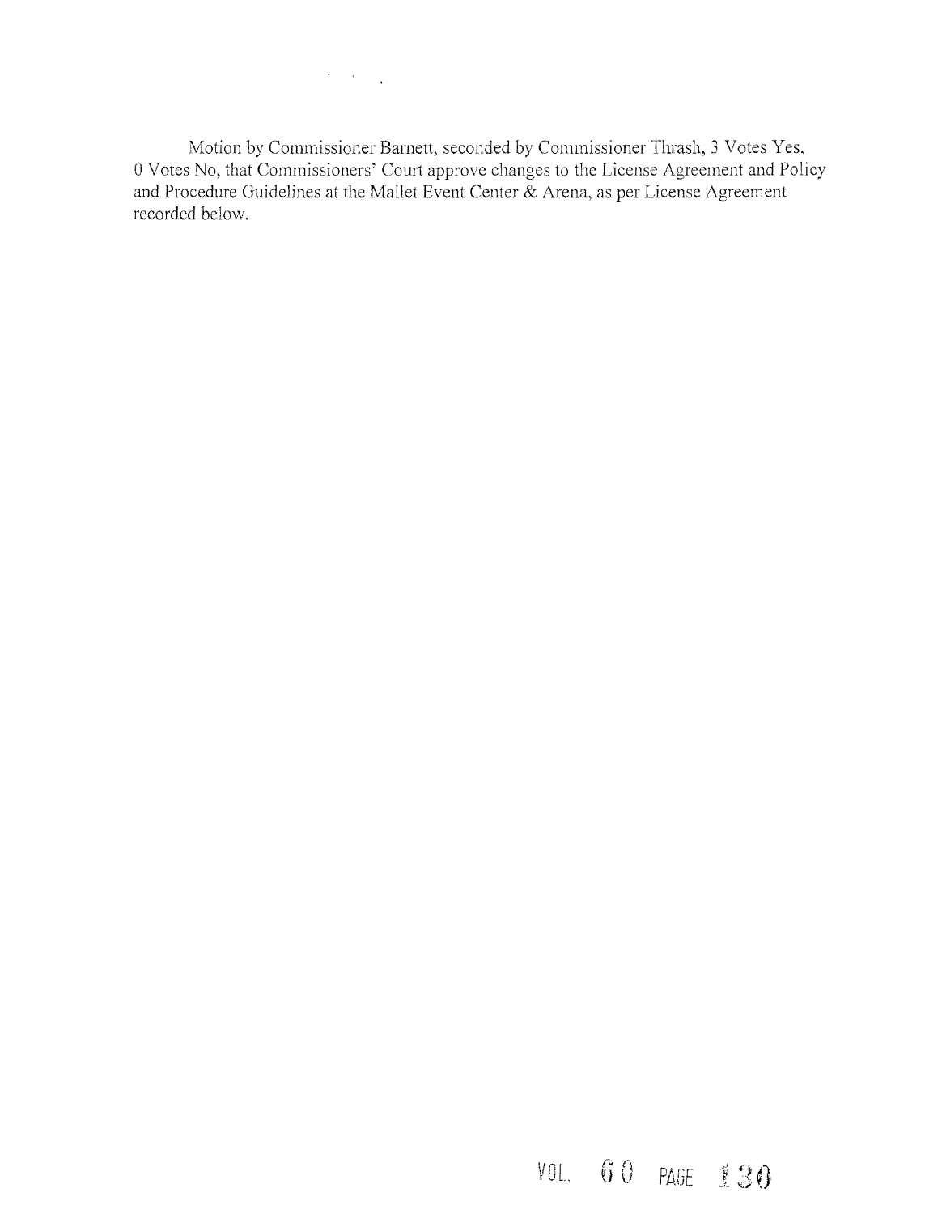Motion by Commissioner Barnett, seconded by Commissioner Thrash, 3 Votes Yes, 0 Votes No, that Commissioners' Court approve changes to the License Agreement and Policy and Procedure Guidelines at the Mallet Event Center & Arena, as per License Agreement recorded below.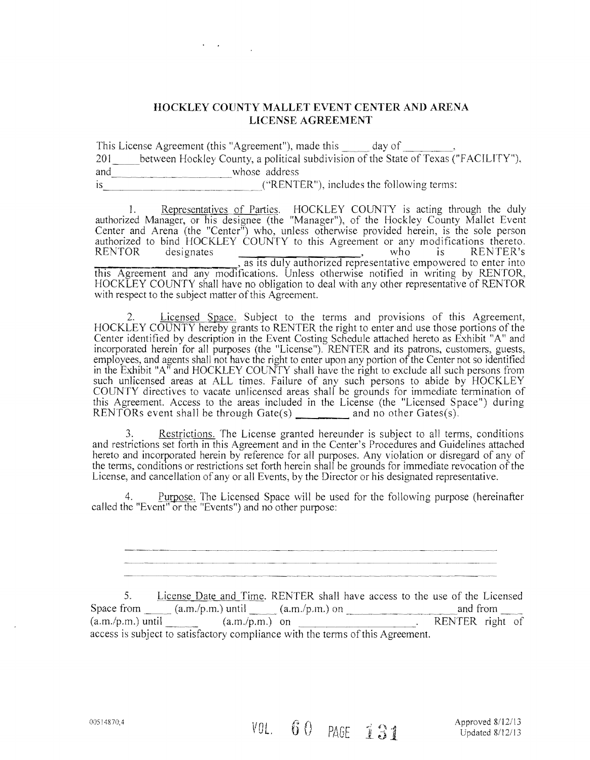# HOCKLEY COUNTY MALLET EVENT CENTER AND ARENA
## LICENSE AGREEMENT

This License Agreement (this "Agreement"), made this _____ day of _________, 201____ between Hockley County, a political subdivision of the State of Texas ("FACILITY"), and______________________ whose address is______________________________ ("RENTER"), includes the following terms:

1. Representatives of Parties. HOCKLEY COUNTY is acting through the duly authorized Manager, or his designee (the "Manager"), of the Hockley County Mallet Event Center and Arena (the "Center") who, unless otherwise provided herein, is the sole person authorized to bind HOCKLEY COUNTY to this Agreement or any modifications thereto. RENTOR designates ______________________, who is RENTER's ______________________, as its duly authorized representative empowered to enter into this Agreement and any modifications. Unless otherwise notified in writing by RENTOR, HOCKLEY COUNTY shall have no obligation to deal with any other representative of RENTOR with respect to the subject matter of this Agreement.

2. Licensed Space. Subject to the terms and provisions of this Agreement, HOCKLEY COUNTY hereby grants to RENTER the right to enter and use those portions of the Center identified by description in the Event Costing Schedule attached hereto as Exhibit "A" and incorporated herein for all purposes (the "License"). RENTER and its patrons, customers, guests, employees, and agents shall not have the right to enter upon any portion of the Center not so identified in the Exhibit "A" and HOCKLEY COUNTY shall have the right to exclude all such persons from such unlicensed areas at ALL times. Failure of any such persons to abide by HOCKLEY COUNTY directives to vacate unlicensed areas shall be grounds for immediate termination of this Agreement. Access to the areas included in the License (the "Licensed Space") during RENTORs event shall be through Gate(s) ________ and no other Gates(s).

3. Restrictions. The License granted hereunder is subject to all terms, conditions and restrictions set forth in this Agreement and in the Center's Procedures and Guidelines attached hereto and incorporated herein by reference for all purposes. Any violation or disregard of any of the terms, conditions or restrictions set forth herein shall be grounds for immediate revocation of the License, and cancellation of any or all Events, by the Director or his designated representative.

4. Purpose. The Licensed Space will be used for the following purpose (hereinafter called the "Event" or the "Events") and no other purpose:

______________________________________________________________

______________________________________________________________

______________________________________________________________

5. License Date and Time. RENTER shall have access to the use of the Licensed Space from _____ (a.m./p.m.) until _____ (a.m./p.m.) on ____________________ and from ____ (a.m./p.m.) until ______ (a.m./p.m.) on ____________________. RENTER right of access is subject to satisfactory compliance with the terms of this Agreement.

00514870;4

VOL. 60 PAGE 131

Approved 8/12/13
Updated 8/12/13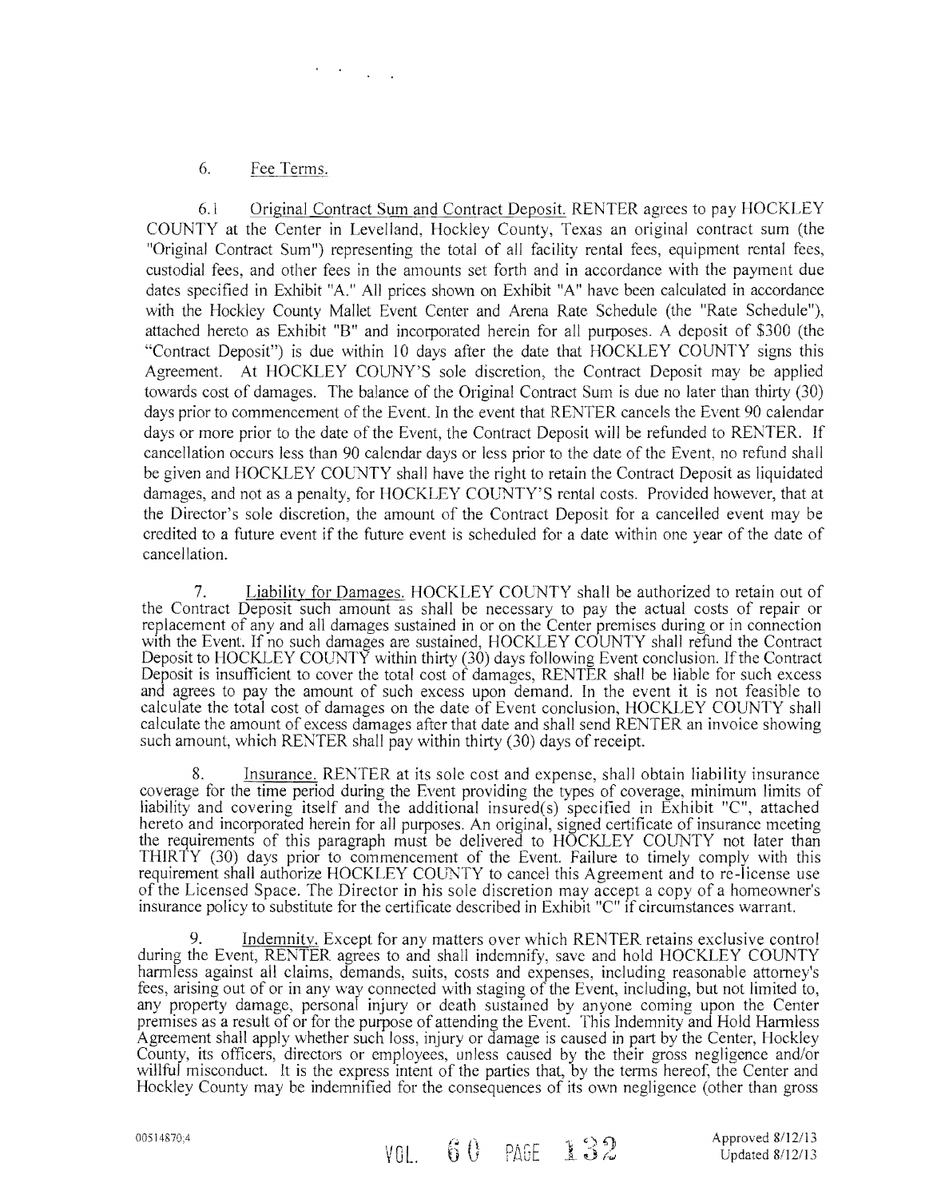6. Fee Terms.

6.1 Original Contract Sum and Contract Deposit. RENTER agrees to pay HOCKLEY COUNTY at the Center in Levelland, Hockley County, Texas an original contract sum (the "Original Contract Sum") representing the total of all facility rental fees, equipment rental fees, custodial fees, and other fees in the amounts set forth and in accordance with the payment due dates specified in Exhibit "A." All prices shown on Exhibit "A" have been calculated in accordance with the Hockley County Mallet Event Center and Arena Rate Schedule (the "Rate Schedule"), attached hereto as Exhibit "B" and incorporated herein for all purposes. A deposit of $300 (the "Contract Deposit") is due within 10 days after the date that HOCKLEY COUNTY signs this Agreement. At HOCKLEY COUNY'S sole discretion, the Contract Deposit may be applied towards cost of damages. The balance of the Original Contract Sum is due no later than thirty (30) days prior to commencement of the Event. In the event that RENTER cancels the Event 90 calendar days or more prior to the date of the Event, the Contract Deposit will be refunded to RENTER. If cancellation occurs less than 90 calendar days or less prior to the date of the Event, no refund shall be given and HOCKLEY COUNTY shall have the right to retain the Contract Deposit as liquidated damages, and not as a penalty, for HOCKLEY COUNTY'S rental costs. Provided however, that at the Director's sole discretion, the amount of the Contract Deposit for a cancelled event may be credited to a future event if the future event is scheduled for a date within one year of the date of cancellation.

7. Liability for Damages. HOCKLEY COUNTY shall be authorized to retain out of the Contract Deposit such amount as shall be necessary to pay the actual costs of repair or replacement of any and all damages sustained in or on the Center premises during or in connection with the Event. If no such damages are sustained, HOCKLEY COUNTY shall refund the Contract Deposit to HOCKLEY COUNTY within thirty (30) days following Event conclusion. If the Contract Deposit is insufficient to cover the total cost of damages, RENTER shall be liable for such excess and agrees to pay the amount of such excess upon demand. In the event it is not feasible to calculate the total cost of damages on the date of Event conclusion, HOCKLEY COUNTY shall calculate the amount of excess damages after that date and shall send RENTER an invoice showing such amount, which RENTER shall pay within thirty (30) days of receipt.

8. Insurance. RENTER at its sole cost and expense, shall obtain liability insurance coverage for the time period during the Event providing the types of coverage, minimum limits of liability and covering itself and the additional insured(s) specified in Exhibit "C", attached hereto and incorporated herein for all purposes. An original, signed certificate of insurance meeting the requirements of this paragraph must be delivered to HOCKLEY COUNTY not later than THIRTY (30) days prior to commencement of the Event. Failure to timely comply with this requirement shall authorize HOCKLEY COUNTY to cancel this Agreement and to re-license use of the Licensed Space. The Director in his sole discretion may accept a copy of a homeowner's insurance policy to substitute for the certificate described in Exhibit "C" if circumstances warrant.

9. Indemnity. Except for any matters over which RENTER retains exclusive control during the Event, RENTER agrees to and shall indemnify, save and hold HOCKLEY COUNTY harmless against all claims, demands, suits, costs and expenses, including reasonable attorney's fees, arising out of or in any way connected with staging of the Event, including, but not limited to, any property damage, personal injury or death sustained by anyone coming upon the Center premises as a result of or for the purpose of attending the Event. This Indemnity and Hold Harmless Agreement shall apply whether such loss, injury or damage is caused in part by the Center, Hockley County, its officers, directors or employees, unless caused by the their gross negligence and/or willful misconduct. It is the express intent of the parties that, by the terms hereof, the Center and Hockley County may be indemnified for the consequences of its own negligence (other than gross

00514870;4

VOL. 60 PAGE 132

Approved 8/12/13
Updated 8/12/13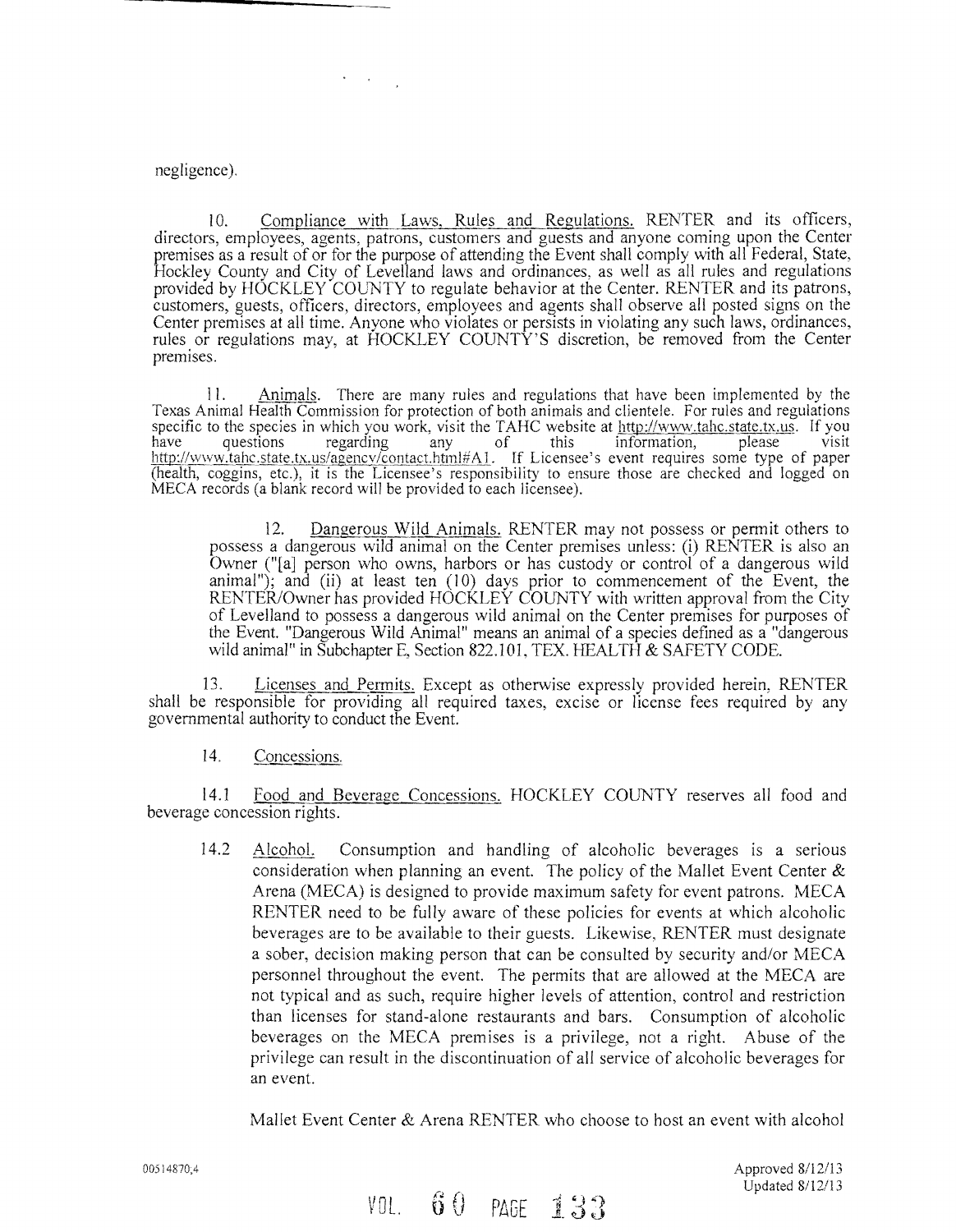negligence).

10. Compliance with Laws, Rules and Regulations. RENTER and its officers, directors, employees, agents, patrons, customers and guests and anyone coming upon the Center premises as a result of or for the purpose of attending the Event shall comply with all Federal, State, Hockley County and City of Levelland laws and ordinances, as well as all rules and regulations provided by HOCKLEY COUNTY to regulate behavior at the Center. RENTER and its patrons, customers, guests, officers, directors, employees and agents shall observe all posted signs on the Center premises at all time. Anyone who violates or persists in violating any such laws, ordinances, rules or regulations may, at HOCKLEY COUNTY'S discretion, be removed from the Center premises.

11. Animals. There are many rules and regulations that have been implemented by the Texas Animal Health Commission for protection of both animals and clientele. For rules and regulations specific to the species in which you work, visit the TAHC website at http://www.tahc.state.tx.us. If you have questions regarding any of this information, please visit http://www.tahc.state.tx.us/agency/contact.html#A1. If Licensee's event requires some type of paper (health, coggins, etc.), it is the Licensee's responsibility to ensure those are checked and logged on MECA records (a blank record will be provided to each licensee).

> 12. Dangerous Wild Animals. RENTER may not possess or permit others to possess a dangerous wild animal on the Center premises unless: (i) RENTER is also an Owner ("[a] person who owns, harbors or has custody or control of a dangerous wild animal"); and (ii) at least ten (10) days prior to commencement of the Event, the RENTER/Owner has provided HOCKLEY COUNTY with written approval from the City of Levelland to possess a dangerous wild animal on the Center premises for purposes of the Event. "Dangerous Wild Animal" means an animal of a species defined as a "dangerous wild animal" in Subchapter E, Section 822.101, TEX. HEALTH & SAFETY CODE.

13. Licenses and Permits. Except as otherwise expressly provided herein, RENTER shall be responsible for providing all required taxes, excise or license fees required by any governmental authority to conduct the Event.

14. Concessions.

14.1 Food and Beverage Concessions. HOCKLEY COUNTY reserves all food and beverage concession rights.

> 14.2 Alcohol. Consumption and handling of alcoholic beverages is a serious consideration when planning an event. The policy of the Mallet Event Center & Arena (MECA) is designed to provide maximum safety for event patrons. MECA RENTER need to be fully aware of these policies for events at which alcoholic beverages are to be available to their guests. Likewise, RENTER must designate a sober, decision making person that can be consulted by security and/or MECA personnel throughout the event. The permits that are allowed at the MECA are not typical and as such, require higher levels of attention, control and restriction than licenses for stand-alone restaurants and bars. Consumption of alcoholic beverages on the MECA premises is a privilege, not a right. Abuse of the privilege can result in the discontinuation of all service of alcoholic beverages for an event.
>
> Mallet Event Center & Arena RENTER who choose to host an event with alcohol

00514870;4

Approved 8/12/13
Updated 8/12/13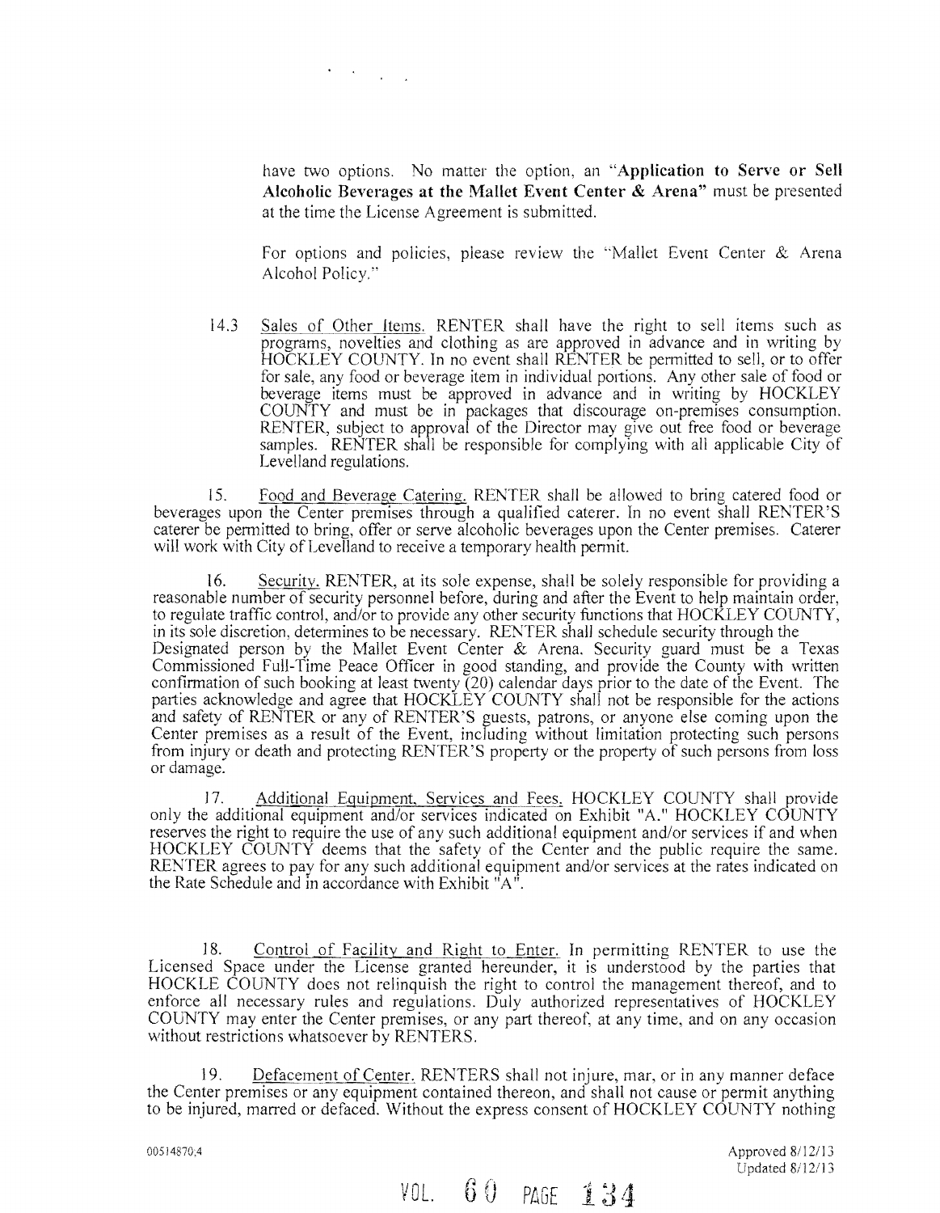have two options. No matter the option, an "**Application to Serve or Sell Alcoholic Beverages at the Mallet Event Center & Arena**" must be presented at the time the License Agreement is submitted.

For options and policies, please review the "Mallet Event Center & Arena Alcohol Policy."

14.3 Sales of Other Items. RENTER shall have the right to sell items such as programs, novelties and clothing as are approved in advance and in writing by HOCKLEY COUNTY. In no event shall RENTER be permitted to sell, or to offer for sale, any food or beverage item in individual portions. Any other sale of food or beverage items must be approved in advance and in writing by HOCKLEY COUNTY and must be in packages that discourage on-premises consumption. RENTER, subject to approval of the Director may give out free food or beverage samples. RENTER shall be responsible for complying with all applicable City of Levelland regulations.

15. Food and Beverage Catering. RENTER shall be allowed to bring catered food or beverages upon the Center premises through a qualified caterer. In no event shall RENTER'S caterer be permitted to bring, offer or serve alcoholic beverages upon the Center premises. Caterer will work with City of Levelland to receive a temporary health permit.

16. Security. RENTER, at its sole expense, shall be solely responsible for providing a reasonable number of security personnel before, during and after the Event to help maintain order, to regulate traffic control, and/or to provide any other security functions that HOCKLEY COUNTY, in its sole discretion, determines to be necessary. RENTER shall schedule security through the Designated person by the Mallet Event Center & Arena. Security guard must be a Texas Commissioned Full-Time Peace Officer in good standing, and provide the County with written confirmation of such booking at least twenty (20) calendar days prior to the date of the Event. The parties acknowledge and agree that HOCKLEY COUNTY shall not be responsible for the actions and safety of RENTER or any of RENTER'S guests, patrons, or anyone else coming upon the Center premises as a result of the Event, including without limitation protecting such persons from injury or death and protecting RENTER'S property or the property of such persons from loss or damage.

17. Additional Equipment, Services and Fees. HOCKLEY COUNTY shall provide only the additional equipment and/or services indicated on Exhibit "A." HOCKLEY COUNTY reserves the right to require the use of any such additional equipment and/or services if and when HOCKLEY COUNTY deems that the safety of the Center and the public require the same. RENTER agrees to pay for any such additional equipment and/or services at the rates indicated on the Rate Schedule and in accordance with Exhibit "A".

18. Control of Facility and Right to Enter. In permitting RENTER to use the Licensed Space under the License granted hereunder, it is understood by the parties that HOCKLE COUNTY does not relinquish the right to control the management thereof, and to enforce all necessary rules and regulations. Duly authorized representatives of HOCKLEY COUNTY may enter the Center premises, or any part thereof, at any time, and on any occasion without restrictions whatsoever by RENTERS.

19. Defacement of Center. RENTERS shall not injure, mar, or in any manner deface the Center premises or any equipment contained thereon, and shall not cause or permit anything to be injured, marred or defaced. Without the express consent of HOCKLEY COUNTY nothing

00514870;4

Approved 8/12/13
Updated 8/12/13

VOL. 60 PAGE 134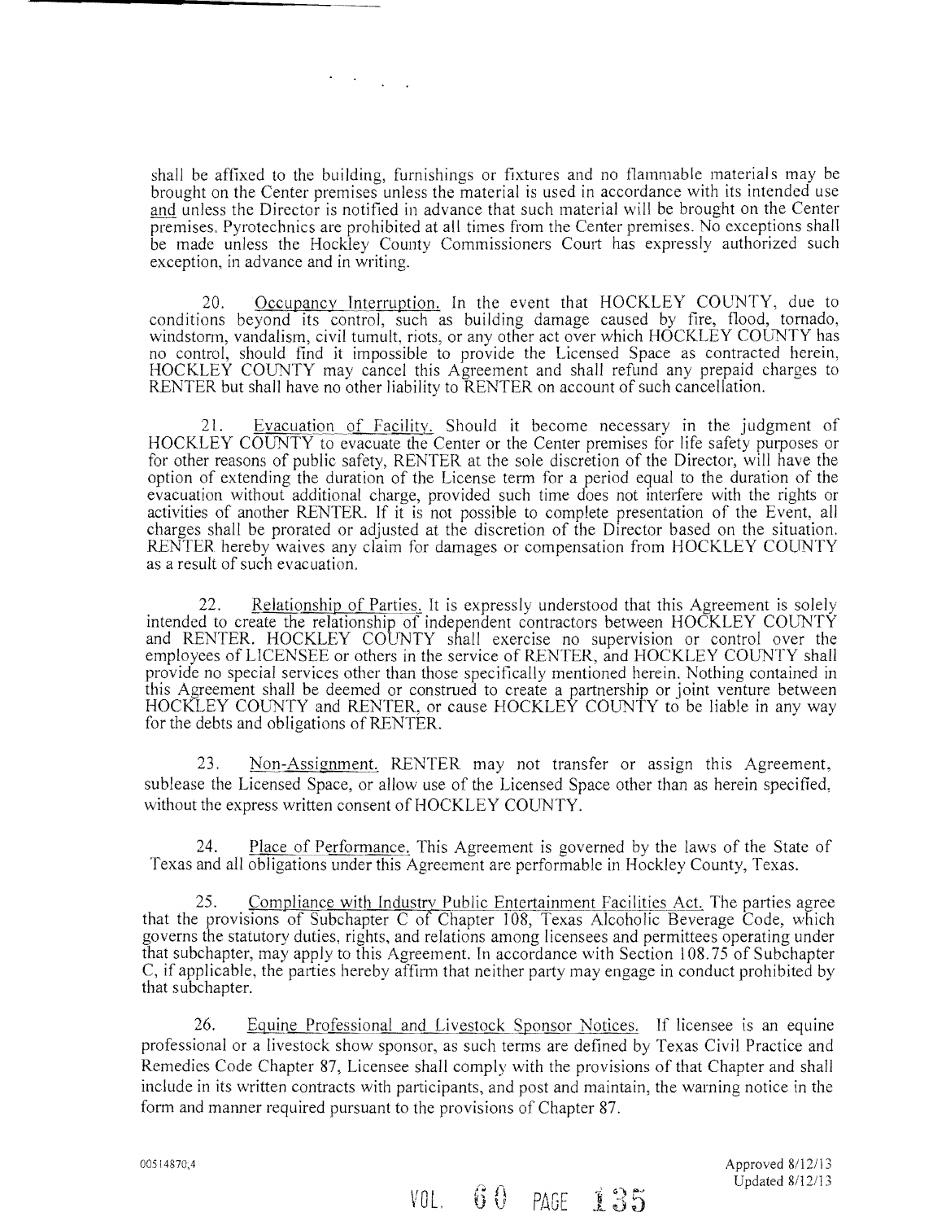shall be affixed to the building, furnishings or fixtures and no flammable materials may be brought on the Center premises unless the material is used in accordance with its intended use and unless the Director is notified in advance that such material will be brought on the Center premises. Pyrotechnics are prohibited at all times from the Center premises. No exceptions shall be made unless the Hockley County Commissioners Court has expressly authorized such exception, in advance and in writing.

20. Occupancy Interruption. In the event that HOCKLEY COUNTY, due to conditions beyond its control, such as building damage caused by fire, flood, tornado, windstorm, vandalism, civil tumult, riots, or any other act over which HOCKLEY COUNTY has no control, should find it impossible to provide the Licensed Space as contracted herein, HOCKLEY COUNTY may cancel this Agreement and shall refund any prepaid charges to RENTER but shall have no other liability to RENTER on account of such cancellation.

21. Evacuation of Facility. Should it become necessary in the judgment of HOCKLEY COUNTY to evacuate the Center or the Center premises for life safety purposes or for other reasons of public safety, RENTER at the sole discretion of the Director, will have the option of extending the duration of the License term for a period equal to the duration of the evacuation without additional charge, provided such time does not interfere with the rights or activities of another RENTER. If it is not possible to complete presentation of the Event, all charges shall be prorated or adjusted at the discretion of the Director based on the situation. RENTER hereby waives any claim for damages or compensation from HOCKLEY COUNTY as a result of such evacuation.

22. Relationship of Parties. It is expressly understood that this Agreement is solely intended to create the relationship of independent contractors between HOCKLEY COUNTY and RENTER. HOCKLEY COUNTY shall exercise no supervision or control over the employees of LICENSEE or others in the service of RENTER, and HOCKLEY COUNTY shall provide no special services other than those specifically mentioned herein. Nothing contained in this Agreement shall be deemed or construed to create a partnership or joint venture between HOCKLEY COUNTY and RENTER, or cause HOCKLEY COUNTY to be liable in any way for the debts and obligations of RENTER.

23. Non-Assignment. RENTER may not transfer or assign this Agreement, sublease the Licensed Space, or allow use of the Licensed Space other than as herein specified, without the express written consent of HOCKLEY COUNTY.

24. Place of Performance. This Agreement is governed by the laws of the State of Texas and all obligations under this Agreement are performable in Hockley County, Texas.

25. Compliance with Industry Public Entertainment Facilities Act. The parties agree that the provisions of Subchapter C of Chapter 108, Texas Alcoholic Beverage Code, which governs the statutory duties, rights, and relations among licensees and permittees operating under that subchapter, may apply to this Agreement. In accordance with Section 108.75 of Subchapter C, if applicable, the parties hereby affirm that neither party may engage in conduct prohibited by that subchapter.

26. Equine Professional and Livestock Sponsor Notices. If licensee is an equine professional or a livestock show sponsor, as such terms are defined by Texas Civil Practice and Remedies Code Chapter 87, Licensee shall comply with the provisions of that Chapter and shall include in its written contracts with participants, and post and maintain, the warning notice in the form and manner required pursuant to the provisions of Chapter 87.

00514870,4

Approved 8/12/13
Updated 8/12/13

VOL. 60 PAGE 135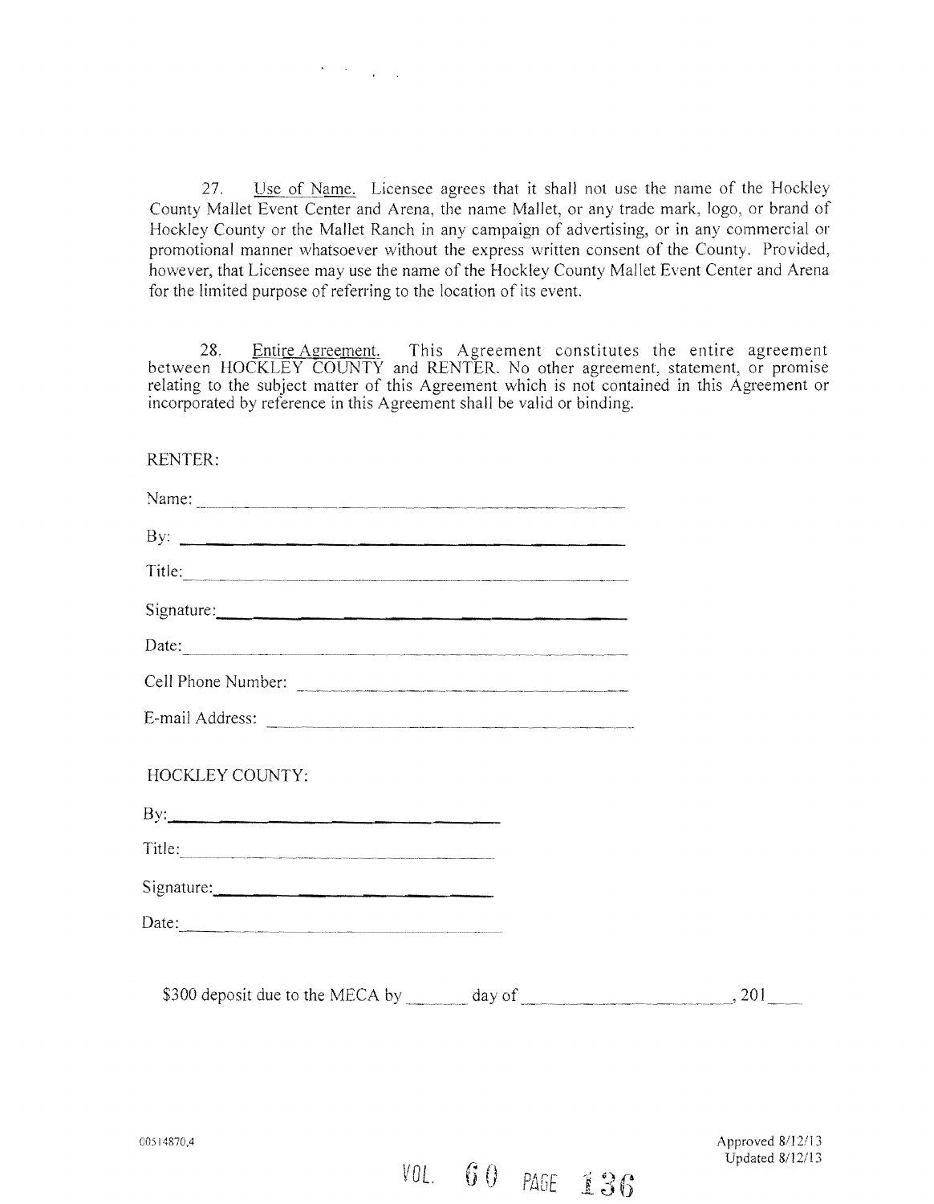27. Use of Name. Licensee agrees that it shall not use the name of the Hockley County Mallet Event Center and Arena, the name Mallet, or any trade mark, logo, or brand of Hockley County or the Mallet Ranch in any campaign of advertising, or in any commercial or promotional manner whatsoever without the express written consent of the County. Provided, however, that Licensee may use the name of the Hockley County Mallet Event Center and Arena for the limited purpose of referring to the location of its event.

28. Entire Agreement. This Agreement constitutes the entire agreement between HOCKLEY COUNTY and RENTER. No other agreement, statement, or promise relating to the subject matter of this Agreement which is not contained in this Agreement or incorporated by reference in this Agreement shall be valid or binding.

RENTER:

Name: ______________________________

By: ______________________________

Title: ______________________________

Signature: ______________________________

Date: ______________________________

Cell Phone Number: ______________________________

E-mail Address: ______________________________

HOCKLEY COUNTY:

By: ______________________________

Title: ______________________________

Signature: ______________________________

Date: ______________________________

$300 deposit due to the MECA by ______ day of ____________________, 201___

00514870.4

Approved 8/12/13
Updated 8/12/13

VOL. 60 PAGE 136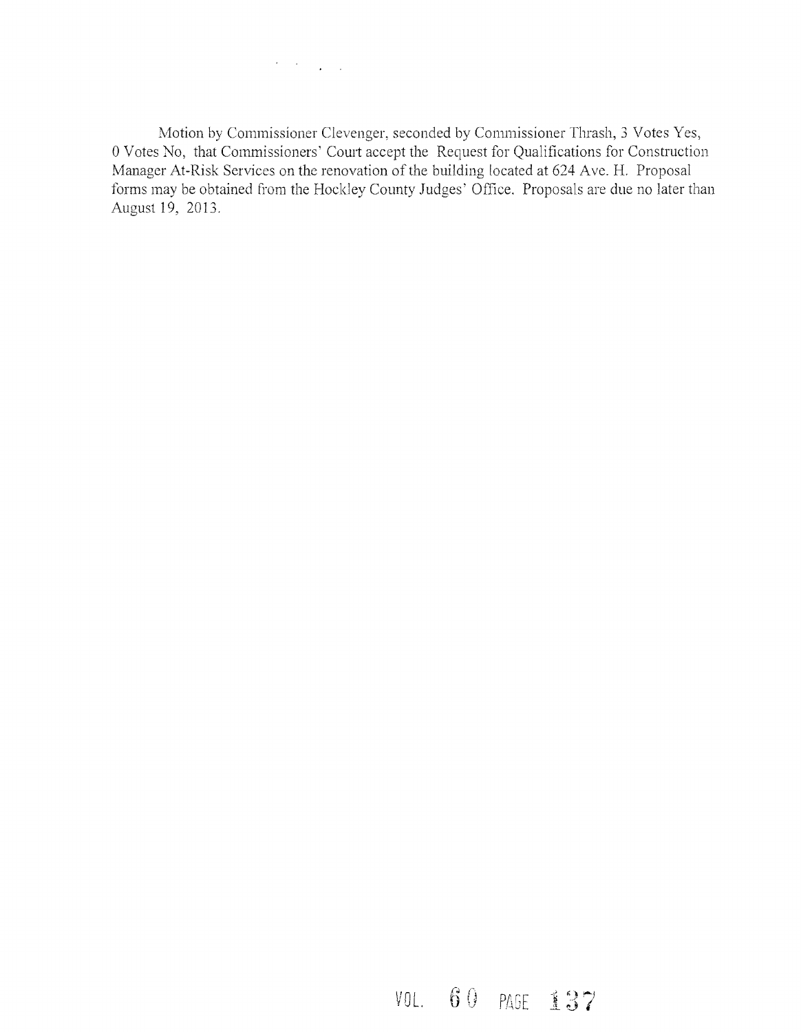Motion by Commissioner Clevenger, seconded by Commissioner Thrash, 3 Votes Yes, 0 Votes No, that Commissioners' Court accept the Request for Qualifications for Construction Manager At-Risk Services on the renovation of the building located at 624 Ave. H. Proposal forms may be obtained from the Hockley County Judges' Office. Proposals are due no later than August 19, 2013.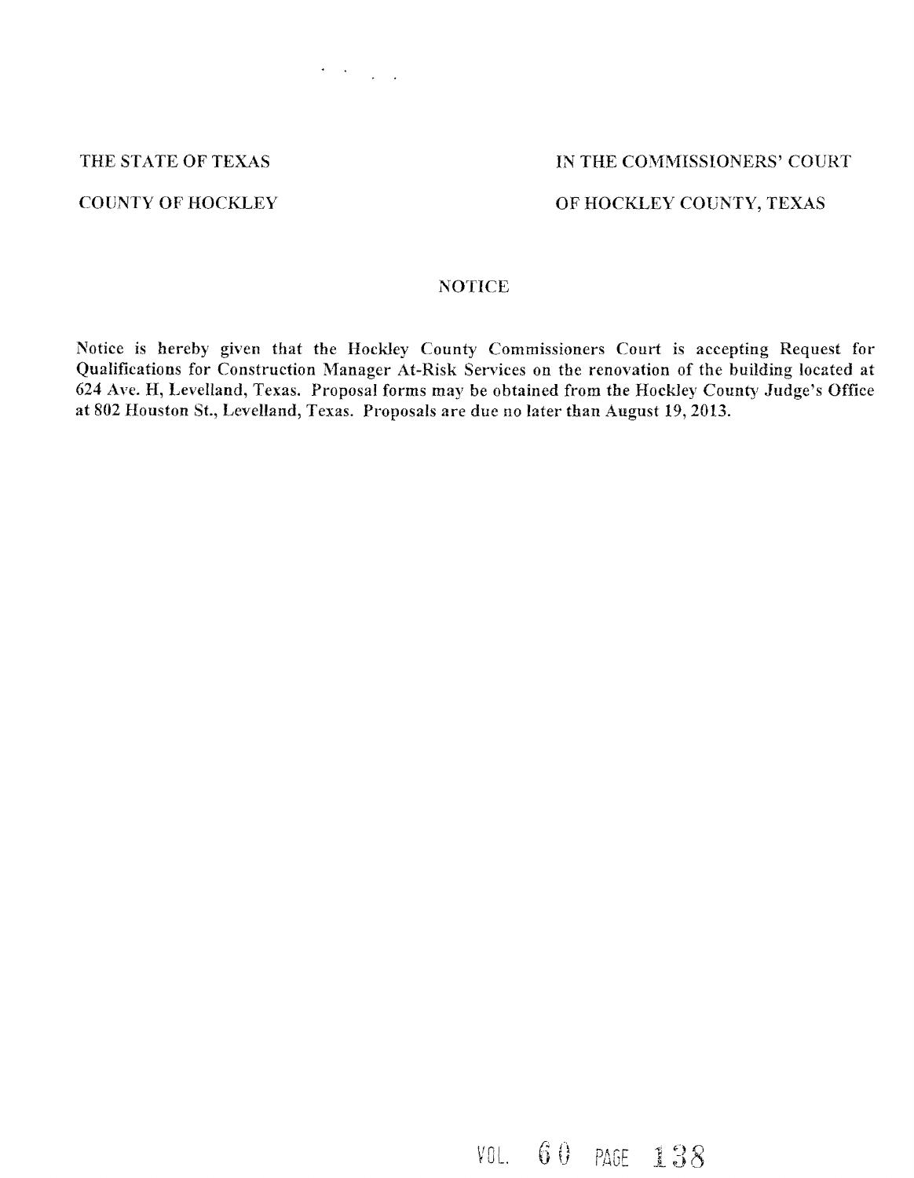THE STATE OF TEXAS | IN THE COMMISSIONERS' COURT

COUNTY OF HOCKLEY | OF HOCKLEY COUNTY, TEXAS

## NOTICE

Notice is hereby given that the Hockley County Commissioners Court is accepting Request for Qualifications for Construction Manager At-Risk Services on the renovation of the building located at 624 Ave. H, Levelland, Texas. Proposal forms may be obtained from the Hockley County Judge's Office at 802 Houston St., Levelland, Texas. Proposals are due no later than August 19, 2013.

VOL. 60 PAGE 138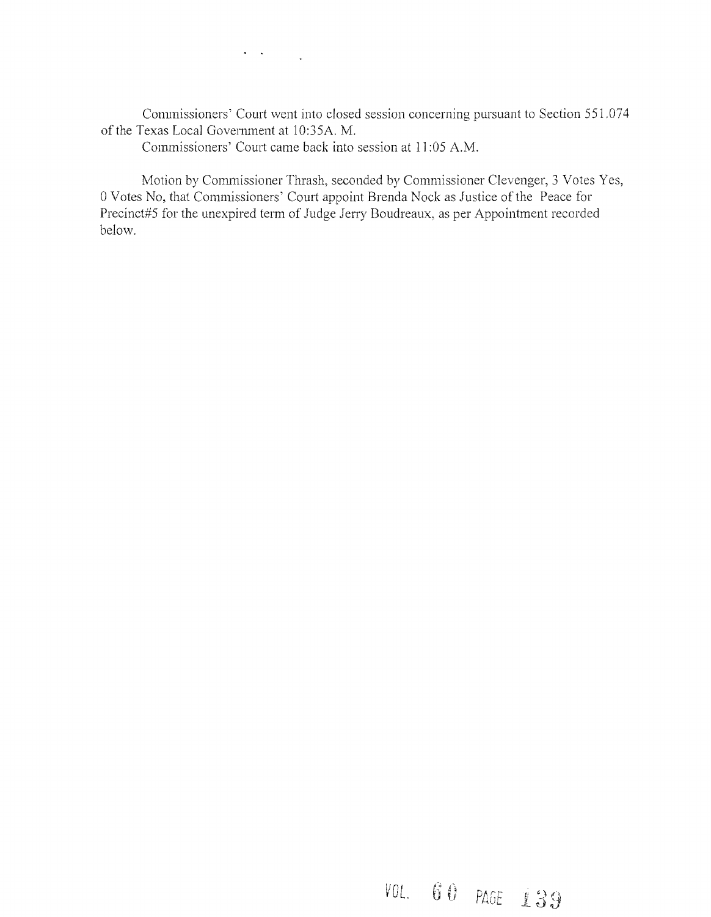Commissioners' Court went into closed session concerning pursuant to Section 551.074 of the Texas Local Government at 10:35A. M.

Commissioners' Court came back into session at 11:05 A.M.

Motion by Commissioner Thrash, seconded by Commissioner Clevenger, 3 Votes Yes, 0 Votes No, that Commissioners' Court appoint Brenda Nock as Justice of the Peace for Precinct#5 for the unexpired term of Judge Jerry Boudreaux, as per Appointment recorded below.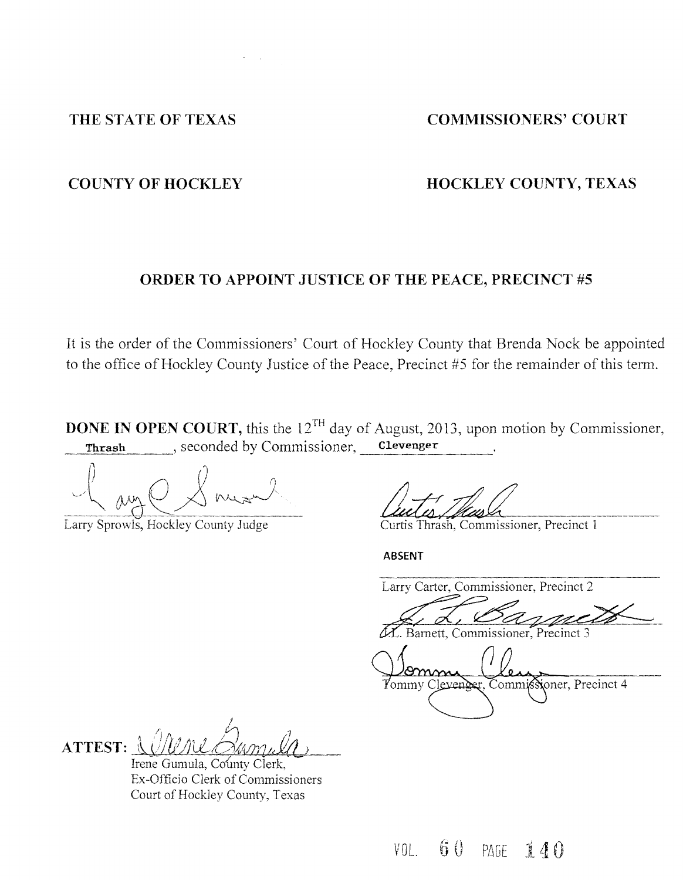THE STATE OF TEXAS

COUNTY OF HOCKLEY

COMMISSIONERS' COURT

HOCKLEY COUNTY, TEXAS

## ORDER TO APPOINT JUSTICE OF THE PEACE, PRECINCT #5

It is the order of the Commissioners' Court of Hockley County that Brenda Nock be appointed to the office of Hockley County Justice of the Peace, Precinct #5 for the remainder of this term.

**DONE IN OPEN COURT,** this the 12[TH] day of August, 2013, upon motion by Commissioner, Thrash, seconded by Commissioner, Clevenger.

Larry Sprowls, Hockley County Judge

Curtis Thrash, Commissioner, Precinct 1

ABSENT

Larry Carter, Commissioner, Precinct 2

J.L. Barnett, Commissioner, Precinct 3

Tommy Clevenger, Commissioner, Precinct 4

ATTEST:

Irene Gumula, County Clerk,
Ex-Officio Clerk of Commissioners
Court of Hockley County, Texas

VOL. 60 PAGE 140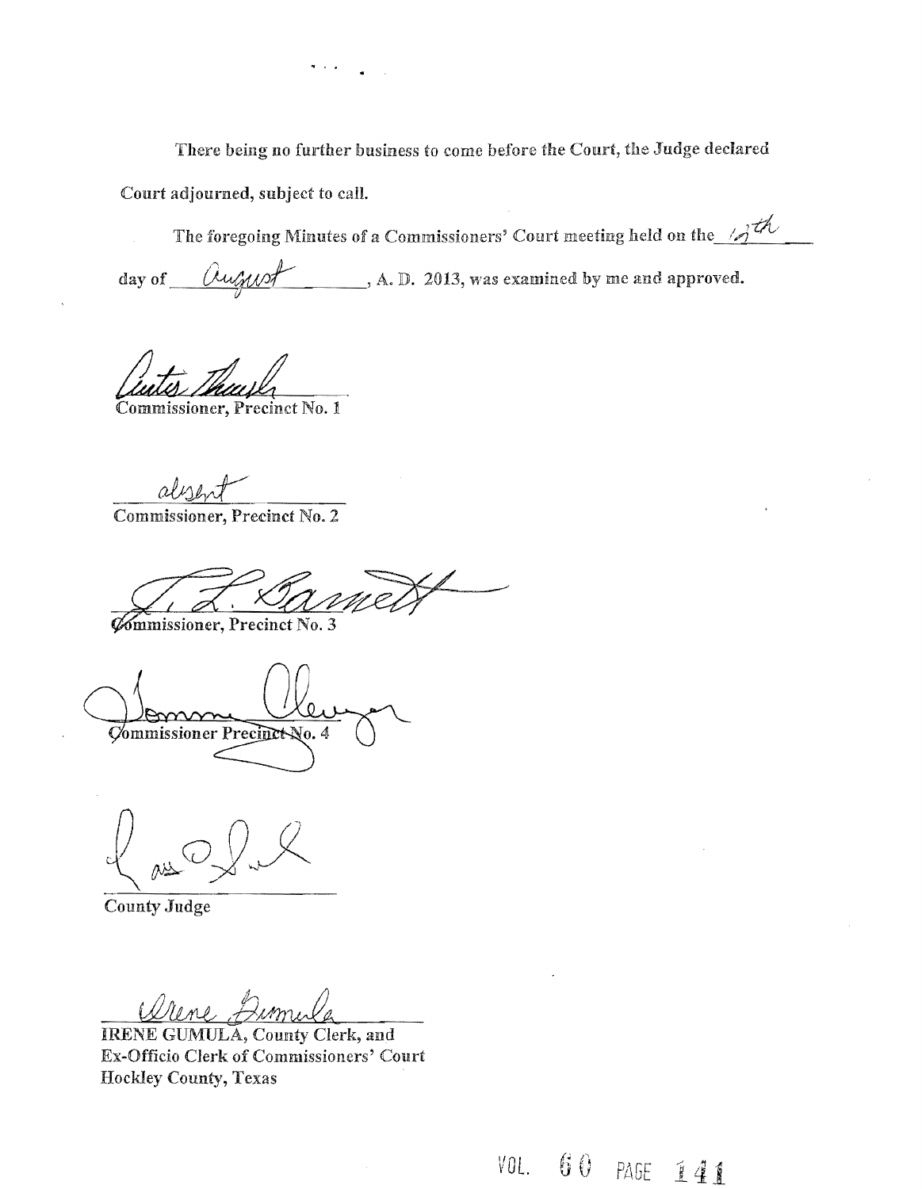There being no further business to come before the Court, the Judge declared Court adjourned, subject to call.

The foregoing Minutes of a Commissioners' Court meeting held on the 12th day of August, A. D. 2013, was examined by me and approved.

Commissioner, Precinct No. 1

absent

Commissioner, Precinct No. 2

Commissioner, Precinct No. 3

Commissioner Precinct No. 4

County Judge

**IRENE GUMULA, County Clerk, and**
**Ex-Officio Clerk of Commissioners' Court**
**Hockley County, Texas**

VOL. 60 PAGE 141